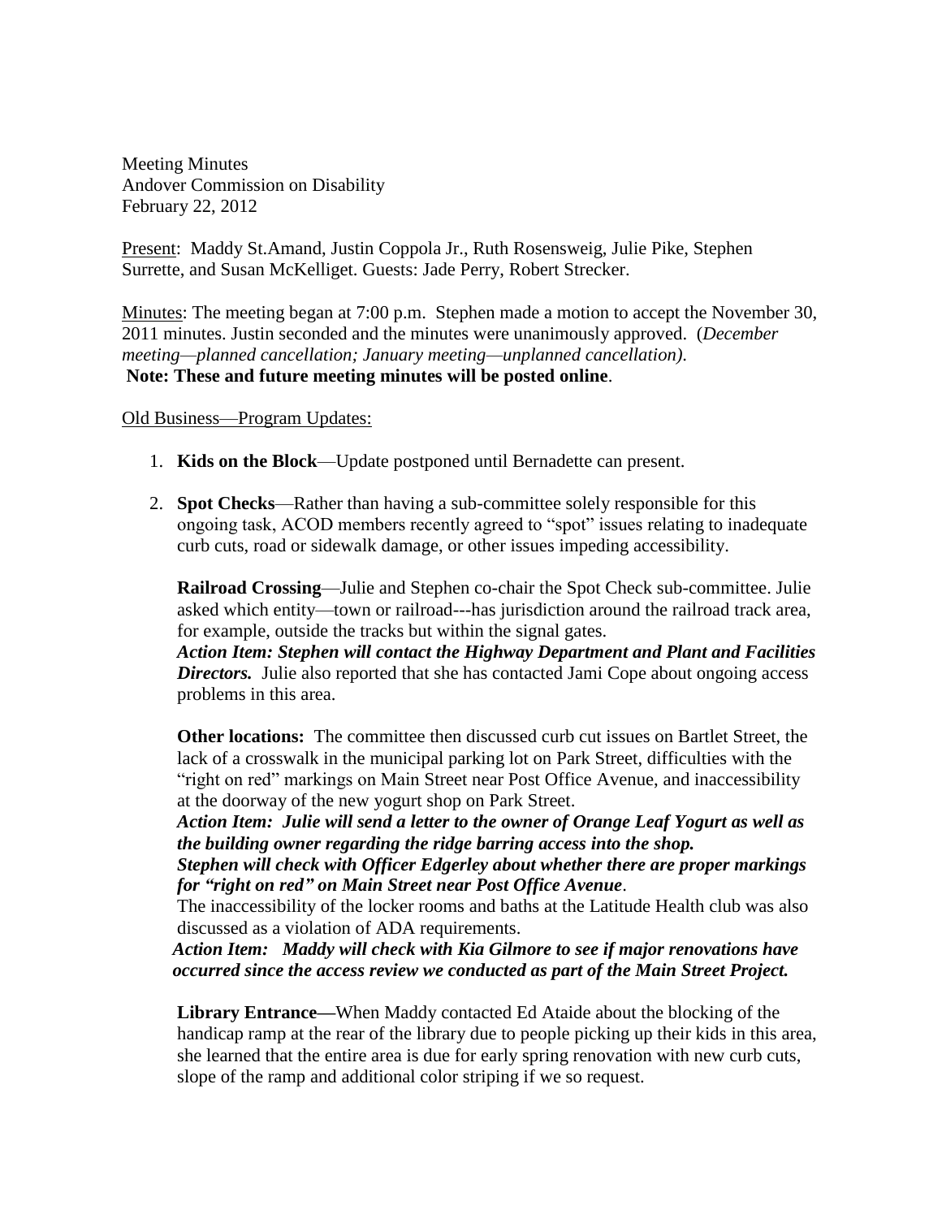Meeting Minutes
Andover Commission on Disability
February 22, 2012

Present: Maddy St.Amand, Justin Coppola Jr., Ruth Rosensweig, Julie Pike, Stephen Surrette, and Susan McKelliget. Guests: Jade Perry, Robert Strecker.

Minutes: The meeting began at 7:00 p.m. Stephen made a motion to accept the November 30, 2011 minutes. Justin seconded and the minutes were unanimously approved. (*December meeting—planned cancellation; January meeting—unplanned cancellation).*
**Note: These and future meeting minutes will be posted online**.

Old Business—Program Updates:

1. **Kids on the Block**—Update postponed until Bernadette can present.

2. **Spot Checks**—Rather than having a sub-committee solely responsible for this ongoing task, ACOD members recently agreed to "spot" issues relating to inadequate curb cuts, road or sidewalk damage, or other issues impeding accessibility.

   **Railroad Crossing**—Julie and Stephen co-chair the Spot Check sub-committee. Julie asked which entity—town or railroad---has jurisdiction around the railroad track area, for example, outside the tracks but within the signal gates.
   ***Action Item: Stephen will contact the Highway Department and Plant and Facilities Directors.*** Julie also reported that she has contacted Jami Cope about ongoing access problems in this area.

   **Other locations:** The committee then discussed curb cut issues on Bartlet Street, the lack of a crosswalk in the municipal parking lot on Park Street, difficulties with the "right on red" markings on Main Street near Post Office Avenue, and inaccessibility at the doorway of the new yogurt shop on Park Street.
   ***Action Item: Julie will send a letter to the owner of Orange Leaf Yogurt as well as the building owner regarding the ridge barring access into the shop.***
   ***Stephen will check with Officer Edgerley about whether there are proper markings for "right on red" on Main Street near Post Office Avenue***.
   The inaccessibility of the locker rooms and baths at the Latitude Health club was also discussed as a violation of ADA requirements.
   ***Action Item: Maddy will check with Kia Gilmore to see if major renovations have occurred since the access review we conducted as part of the Main Street Project.***

   **Library Entrance—**When Maddy contacted Ed Ataide about the blocking of the handicap ramp at the rear of the library due to people picking up their kids in this area, she learned that the entire area is due for early spring renovation with new curb cuts, slope of the ramp and additional color striping if we so request.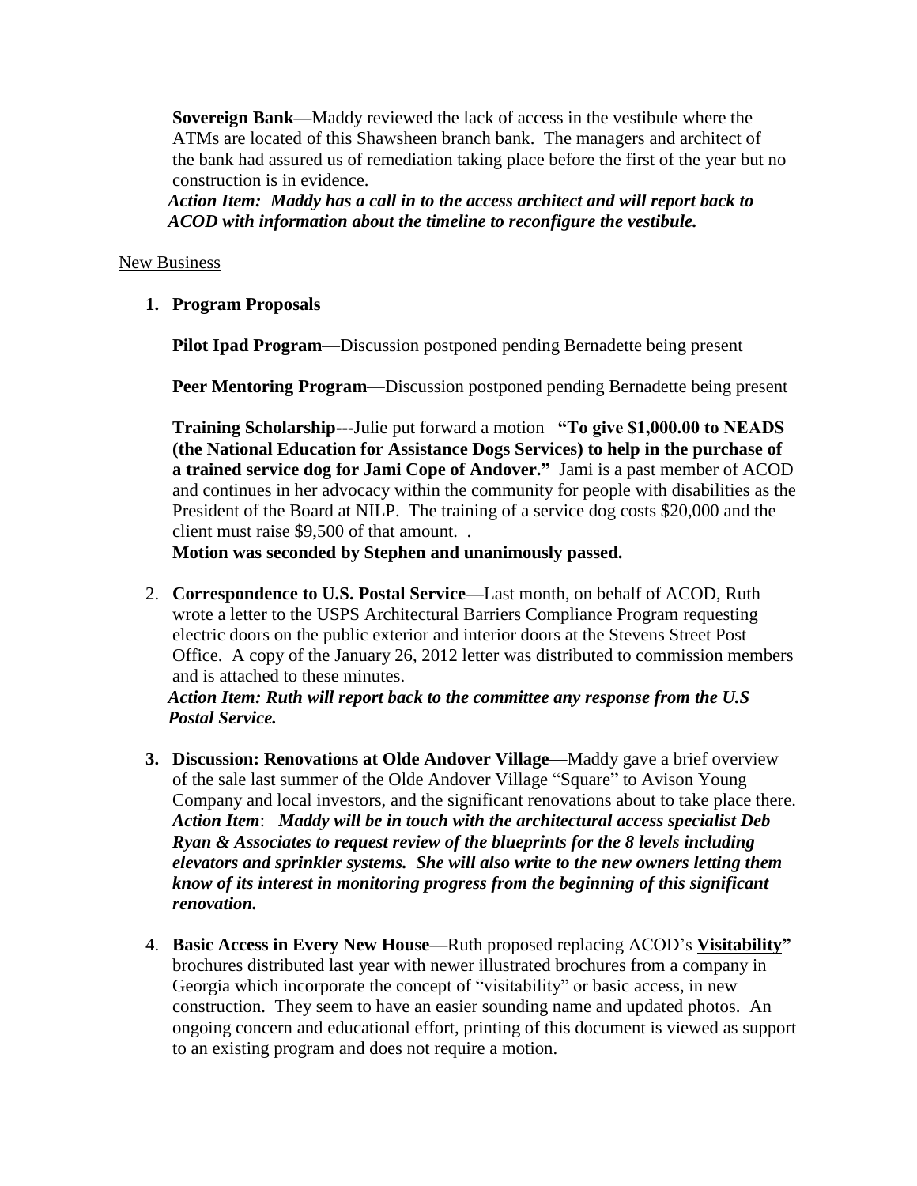**Sovereign Bank—**Maddy reviewed the lack of access in the vestibule where the ATMs are located of this Shawsheen branch bank. The managers and architect of the bank had assured us of remediation taking place before the first of the year but no construction is in evidence.

***Action Item: Maddy has a call in to the access architect and will report back to ACOD with information about the timeline to reconfigure the vestibule.***

<u>New Business</u>

1. **Program Proposals**

   **Pilot Ipad Program**—Discussion postponed pending Bernadette being present

   **Peer Mentoring Program**—Discussion postponed pending Bernadette being present

   **Training Scholarship---**Julie put forward a motion **"To give $1,000.00 to NEADS (the National Education for Assistance Dogs Services) to help in the purchase of a trained service dog for Jami Cope of Andover."** Jami is a past member of ACOD and continues in her advocacy within the community for people with disabilities as the President of the Board at NILP. The training of a service dog costs $20,000 and the client must raise $9,500 of that amount. .

   **Motion was seconded by Stephen and unanimously passed.**

2. **Correspondence to U.S. Postal Service—**Last month, on behalf of ACOD, Ruth wrote a letter to the USPS Architectural Barriers Compliance Program requesting electric doors on the public exterior and interior doors at the Stevens Street Post Office. A copy of the January 26, 2012 letter was distributed to commission members and is attached to these minutes.

   ***Action Item: Ruth will report back to the committee any response from the U.S Postal Service.***

3. **Discussion: Renovations at Olde Andover Village—**Maddy gave a brief overview of the sale last summer of the Olde Andover Village "Square" to Avison Young Company and local investors, and the significant renovations about to take place there.

   ***Action Item**: Maddy will be in touch with the architectural access specialist Deb Ryan & Associates to request review of the blueprints for the 8 levels including elevators and sprinkler systems. She will also write to the new owners letting them know of its interest in monitoring progress from the beginning of this significant renovation.*

4. **Basic Access in Every New House—**Ruth proposed replacing ACOD's **<u>Visitability</u>"** brochures distributed last year with newer illustrated brochures from a company in Georgia which incorporate the concept of "visitability" or basic access, in new construction. They seem to have an easier sounding name and updated photos. An ongoing concern and educational effort, printing of this document is viewed as support to an existing program and does not require a motion.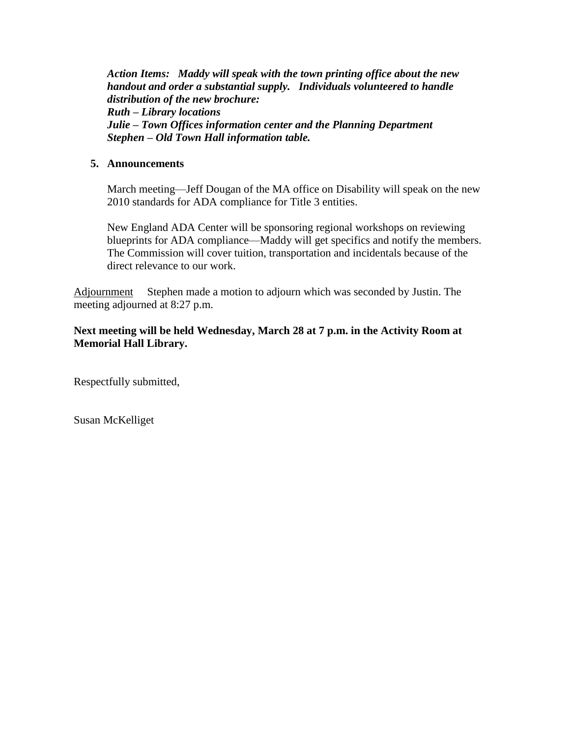***Action Items:** **Maddy will speak with the town printing office about the new handout and order a substantial supply.** **Individuals volunteered to handle distribution of the new brochure:***
***Ruth – Library locations***
***Julie – Town Offices information center and the Planning Department***
***Stephen – Old Town Hall information table.***

5. **Announcements**

   March meeting—Jeff Dougan of the MA office on Disability will speak on the new 2010 standards for ADA compliance for Title 3 entities.

   New England ADA Center will be sponsoring regional workshops on reviewing blueprints for ADA compliance—Maddy will get specifics and notify the members. The Commission will cover tuition, transportation and incidentals because of the direct relevance to our work.

<u>Adjournment</u> Stephen made a motion to adjourn which was seconded by Justin. The meeting adjourned at 8:27 p.m.

**Next meeting will be held Wednesday, March 28 at 7 p.m. in the Activity Room at Memorial Hall Library.**

Respectfully submitted,

Susan McKelliget